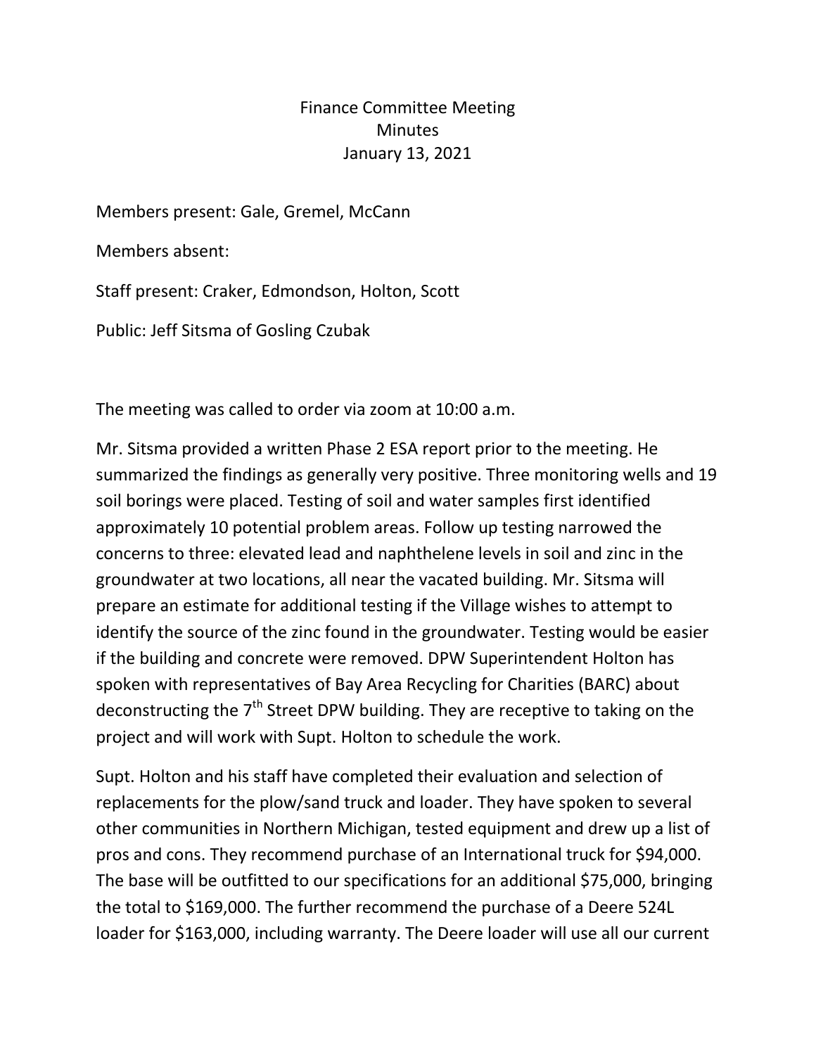# Finance Committee Meeting
## Minutes
### January 13, 2021

Members present: Gale, Gremel, McCann

Members absent:

Staff present: Craker, Edmondson, Holton, Scott

Public: Jeff Sitsma of Gosling Czubak

The meeting was called to order via zoom at 10:00 a.m.

Mr. Sitsma provided a written Phase 2 ESA report prior to the meeting. He summarized the findings as generally very positive. Three monitoring wells and 19 soil borings were placed. Testing of soil and water samples first identified approximately 10 potential problem areas. Follow up testing narrowed the concerns to three: elevated lead and naphthelene levels in soil and zinc in the groundwater at two locations, all near the vacated building. Mr. Sitsma will prepare an estimate for additional testing if the Village wishes to attempt to identify the source of the zinc found in the groundwater. Testing would be easier if the building and concrete were removed. DPW Superintendent Holton has spoken with representatives of Bay Area Recycling for Charities (BARC) about deconstructing the 7th Street DPW building. They are receptive to taking on the project and will work with Supt. Holton to schedule the work.

Supt. Holton and his staff have completed their evaluation and selection of replacements for the plow/sand truck and loader. They have spoken to several other communities in Northern Michigan, tested equipment and drew up a list of pros and cons. They recommend purchase of an International truck for $94,000. The base will be outfitted to our specifications for an additional $75,000, bringing the total to $169,000. The further recommend the purchase of a Deere 524L loader for $163,000, including warranty. The Deere loader will use all our current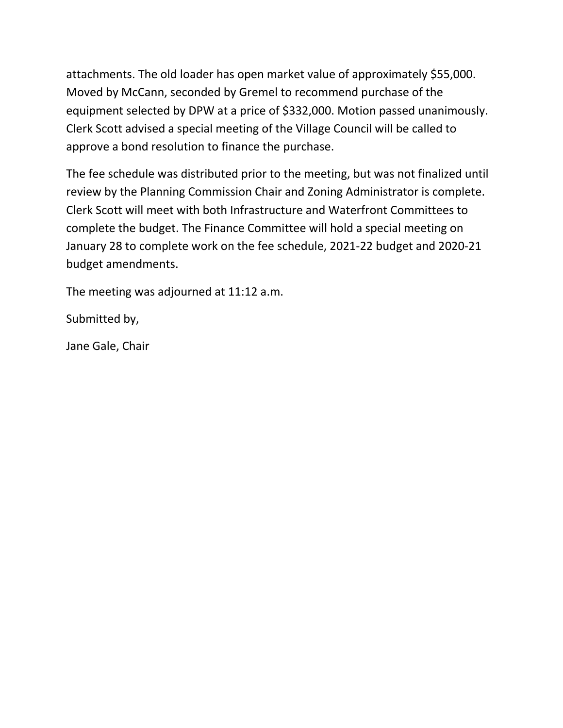attachments. The old loader has open market value of approximately $55,000. Moved by McCann, seconded by Gremel to recommend purchase of the equipment selected by DPW at a price of $332,000. Motion passed unanimously. Clerk Scott advised a special meeting of the Village Council will be called to approve a bond resolution to finance the purchase.

The fee schedule was distributed prior to the meeting, but was not finalized until review by the Planning Commission Chair and Zoning Administrator is complete. Clerk Scott will meet with both Infrastructure and Waterfront Committees to complete the budget. The Finance Committee will hold a special meeting on January 28 to complete work on the fee schedule, 2021-22 budget and 2020-21 budget amendments.

The meeting was adjourned at 11:12 a.m.

Submitted by,

Jane Gale, Chair